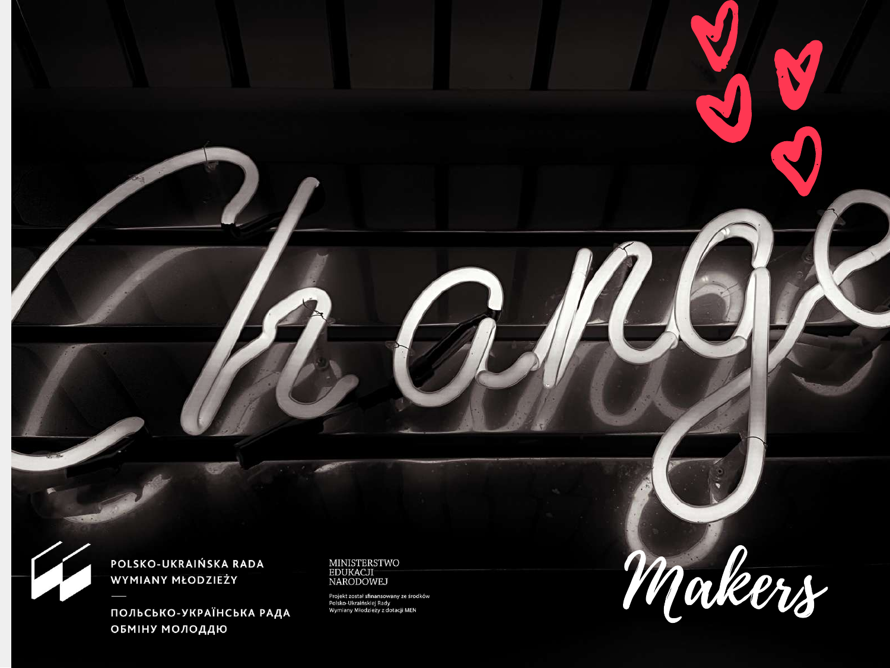# Change Makers

POLSKO-UKRAIŃSKA RADA
WYMIANY MŁODZIEŻY

—

ПОЛЬСЬКО-УКРАЇНСЬКА РАДА
ОБМІНУ МОЛОДДЮ

MINISTERSTWO
EDUKACJI
NARODOWEJ

Projekt został sfinansowany ze środków Polsko-Ukraińskiej Rady Wymiany Młodzieży z dotacji MEN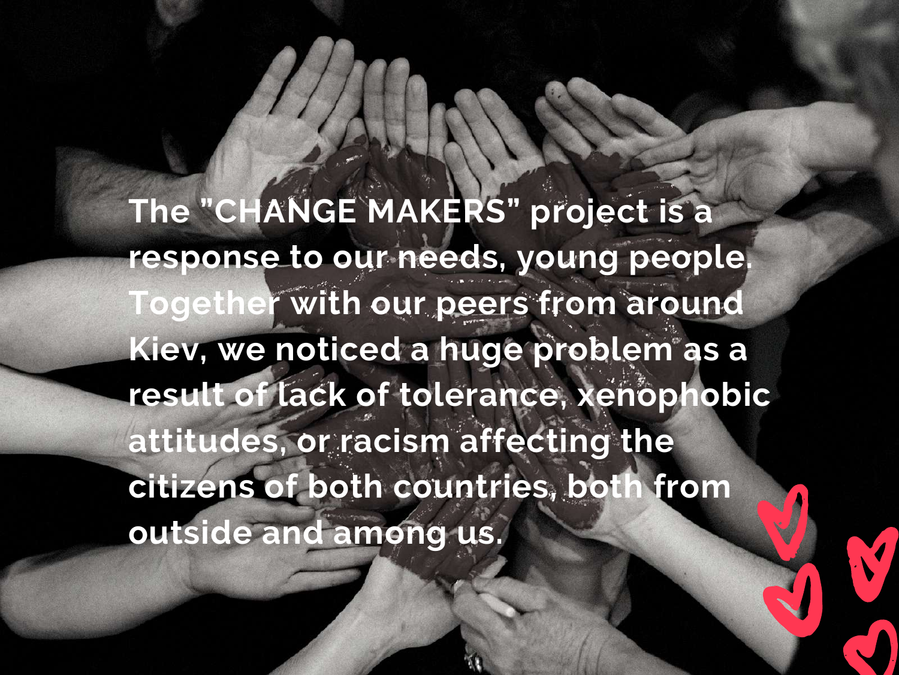The "CHANGE MAKERS" project is a response to our needs, young people. Together with our peers from around Kiev, we noticed a huge problem as a result of lack of tolerance, xenophobic attitudes, or racism affecting the citizens of both countries, both from outside and among us.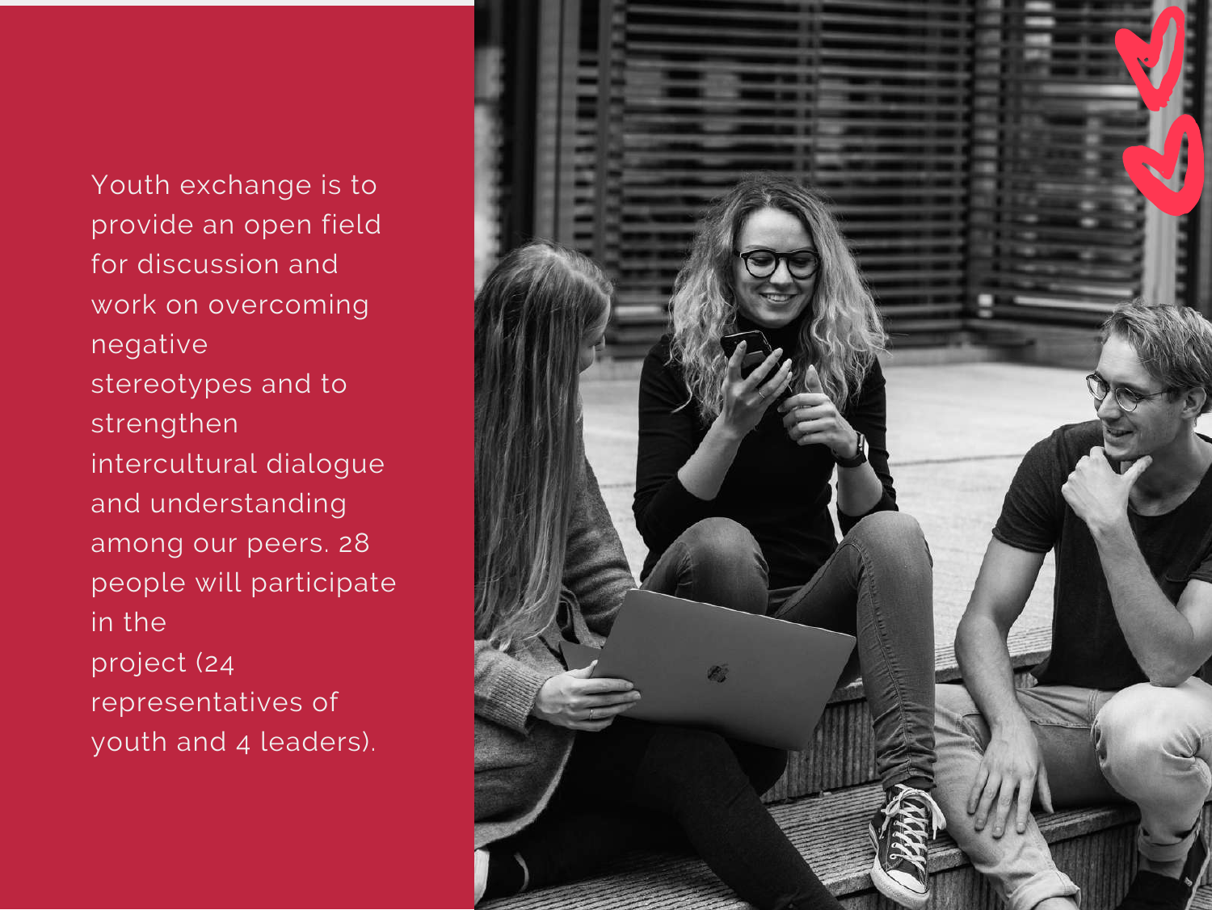Youth exchange is to provide an open field for discussion and work on overcoming negative stereotypes and to strengthen intercultural dialogue and understanding among our peers. 28 people will participate in the project (24 representatives of youth and 4 leaders).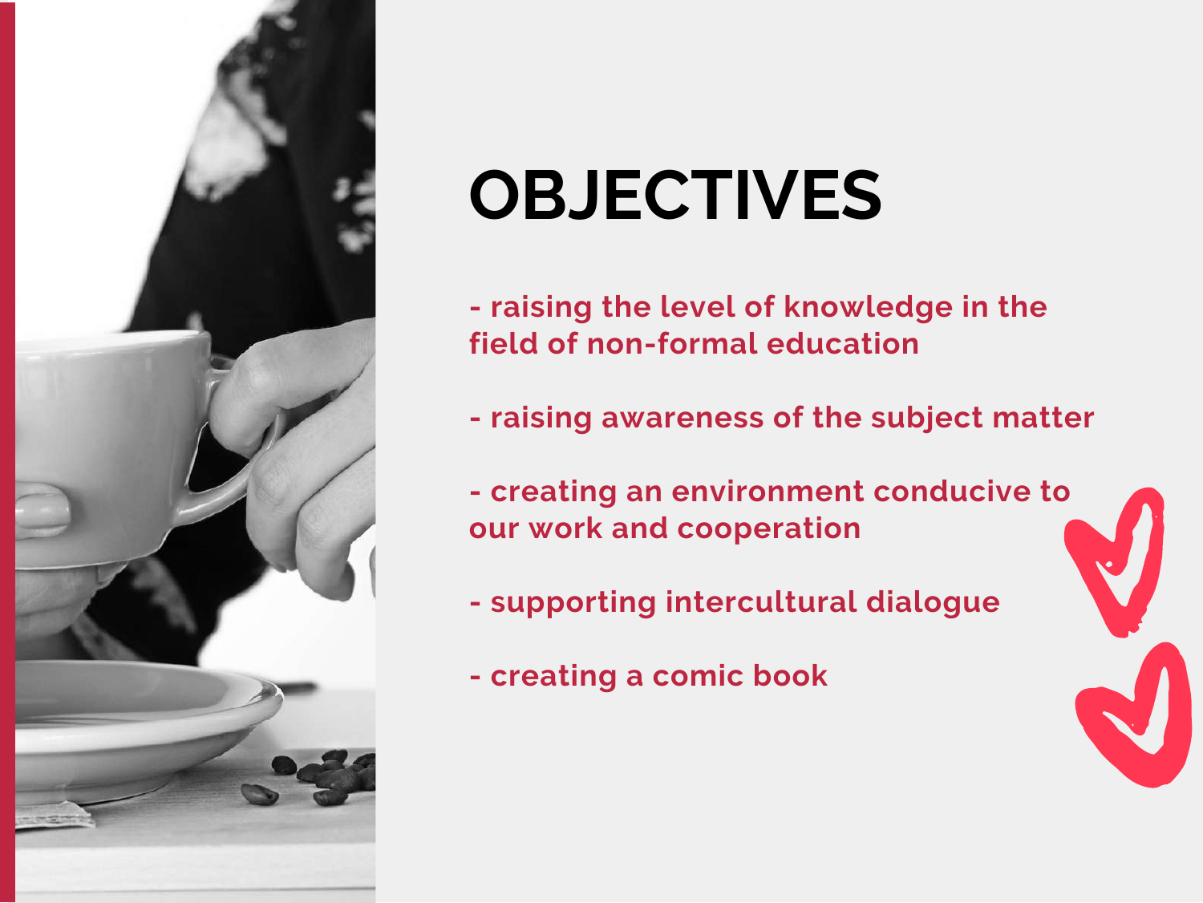# OBJECTIVES

- raising the level of knowledge in the field of non-formal education

- raising awareness of the subject matter

- creating an environment conducive to our work and cooperation

- supporting intercultural dialogue

- creating a comic book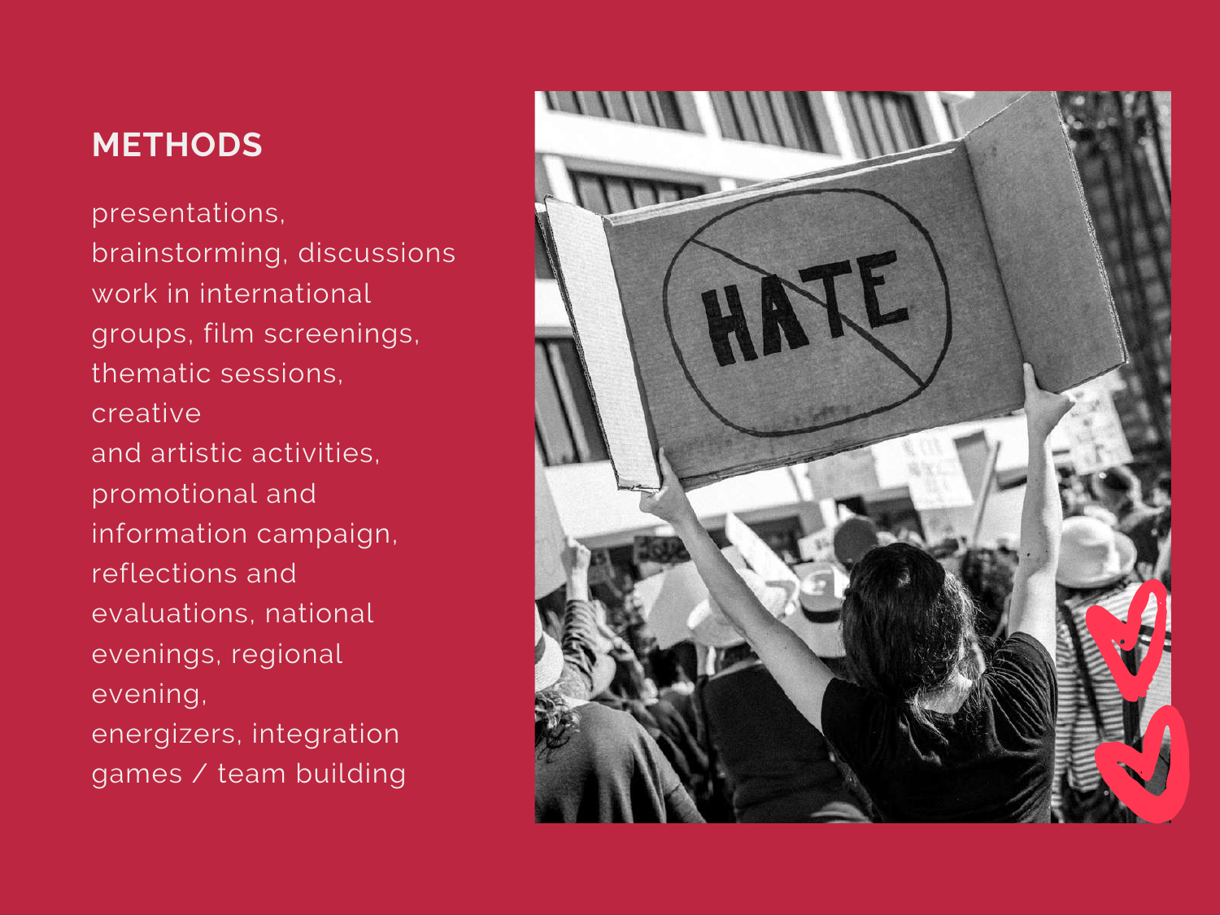## METHODS

presentations, brainstorming, discussions work in international groups, film screenings, thematic sessions, creative and artistic activities, promotional and information campaign, reflections and evaluations, national evenings, regional evening, energizers, integration games / team building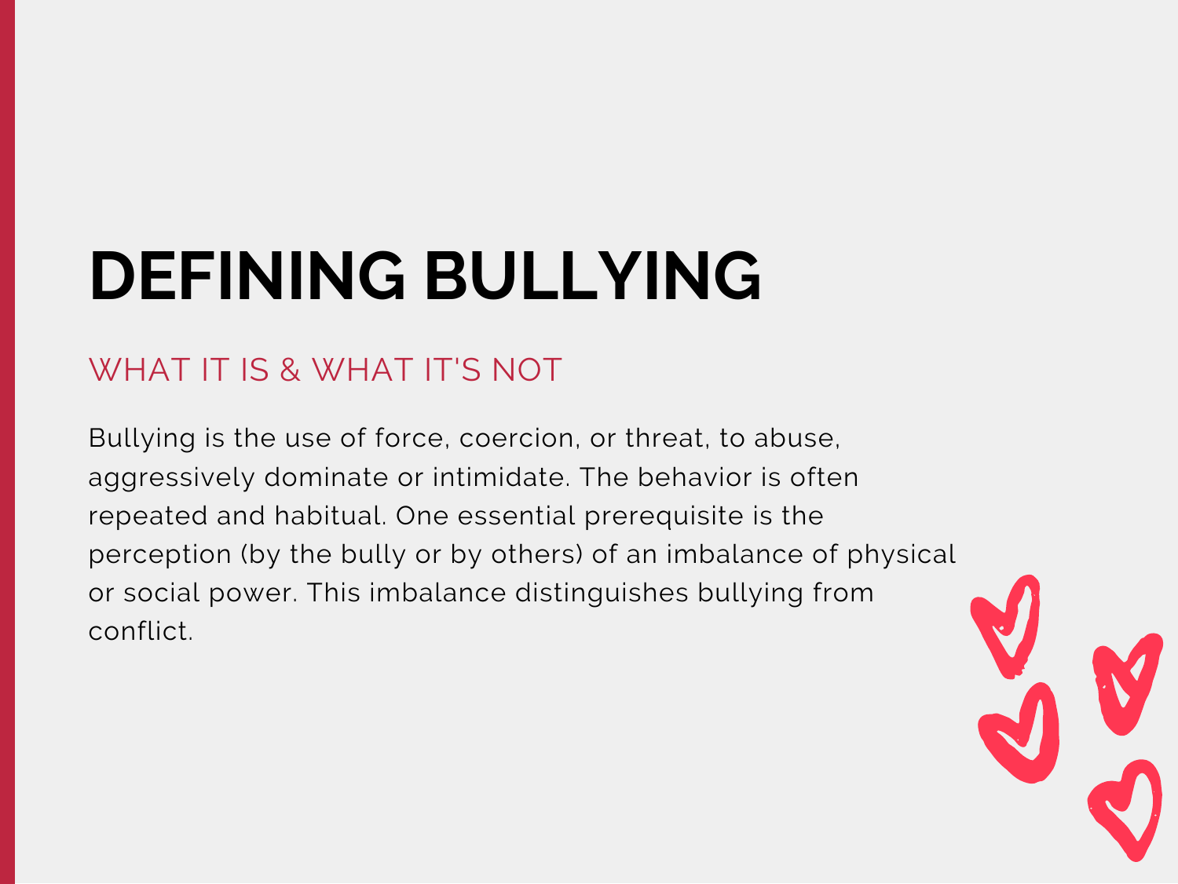# DEFINING BULLYING

## WHAT IT IS & WHAT IT'S NOT

Bullying is the use of force, coercion, or threat, to abuse, aggressively dominate or intimidate. The behavior is often repeated and habitual. One essential prerequisite is the perception (by the bully or by others) of an imbalance of physical or social power. This imbalance distinguishes bullying from conflict.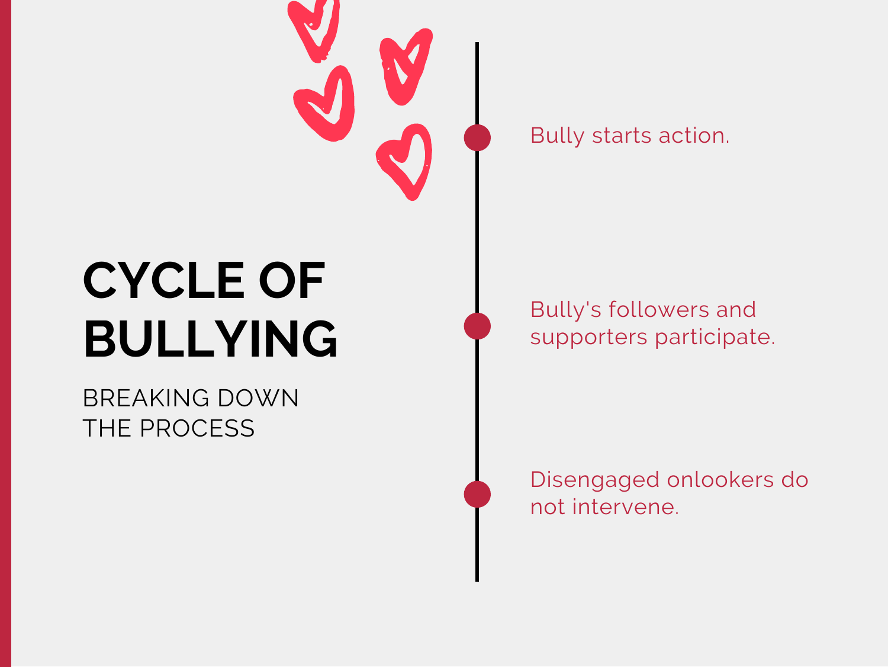# CYCLE OF BULLYING

BREAKING DOWN THE PROCESS

- Bully starts action.
- Bully's followers and supporters participate.
- Disengaged onlookers do not intervene.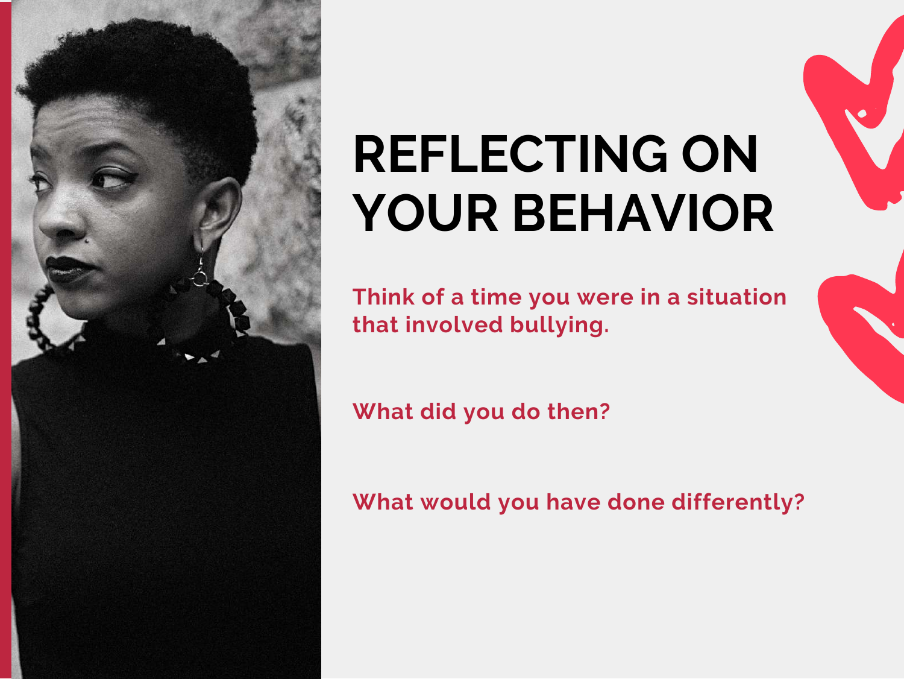# REFLECTING ON YOUR BEHAVIOR

Think of a time you were in a situation that involved bullying.

What did you do then?

What would you have done differently?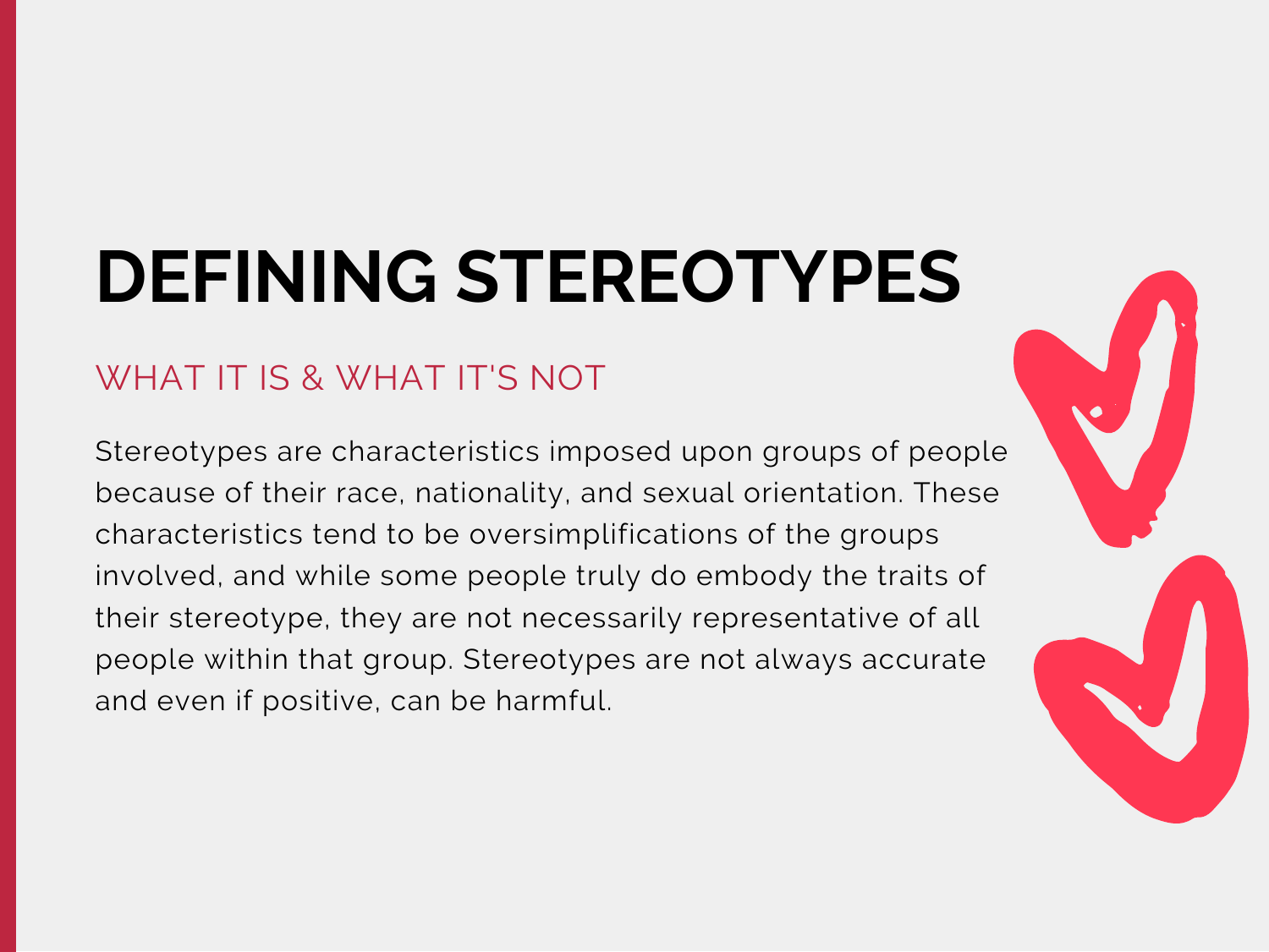# DEFINING STEREOTYPES

## WHAT IT IS & WHAT IT'S NOT

Stereotypes are characteristics imposed upon groups of people because of their race, nationality, and sexual orientation. These characteristics tend to be oversimplifications of the groups involved, and while some people truly do embody the traits of their stereotype, they are not necessarily representative of all people within that group. Stereotypes are not always accurate and even if positive, can be harmful.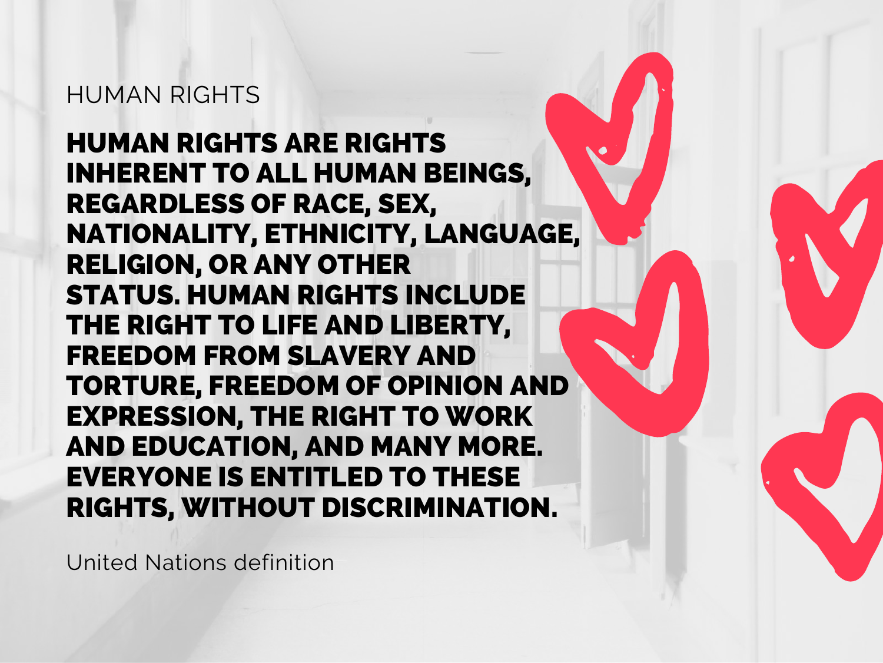HUMAN RIGHTS

**HUMAN RIGHTS ARE RIGHTS INHERENT TO ALL HUMAN BEINGS, REGARDLESS OF RACE, SEX, NATIONALITY, ETHNICITY, LANGUAGE, RELIGION, OR ANY OTHER STATUS. HUMAN RIGHTS INCLUDE THE RIGHT TO LIFE AND LIBERTY, FREEDOM FROM SLAVERY AND TORTURE, FREEDOM OF OPINION AND EXPRESSION, THE RIGHT TO WORK AND EDUCATION, AND MANY MORE. EVERYONE IS ENTITLED TO THESE RIGHTS, WITHOUT DISCRIMINATION.**

United Nations definition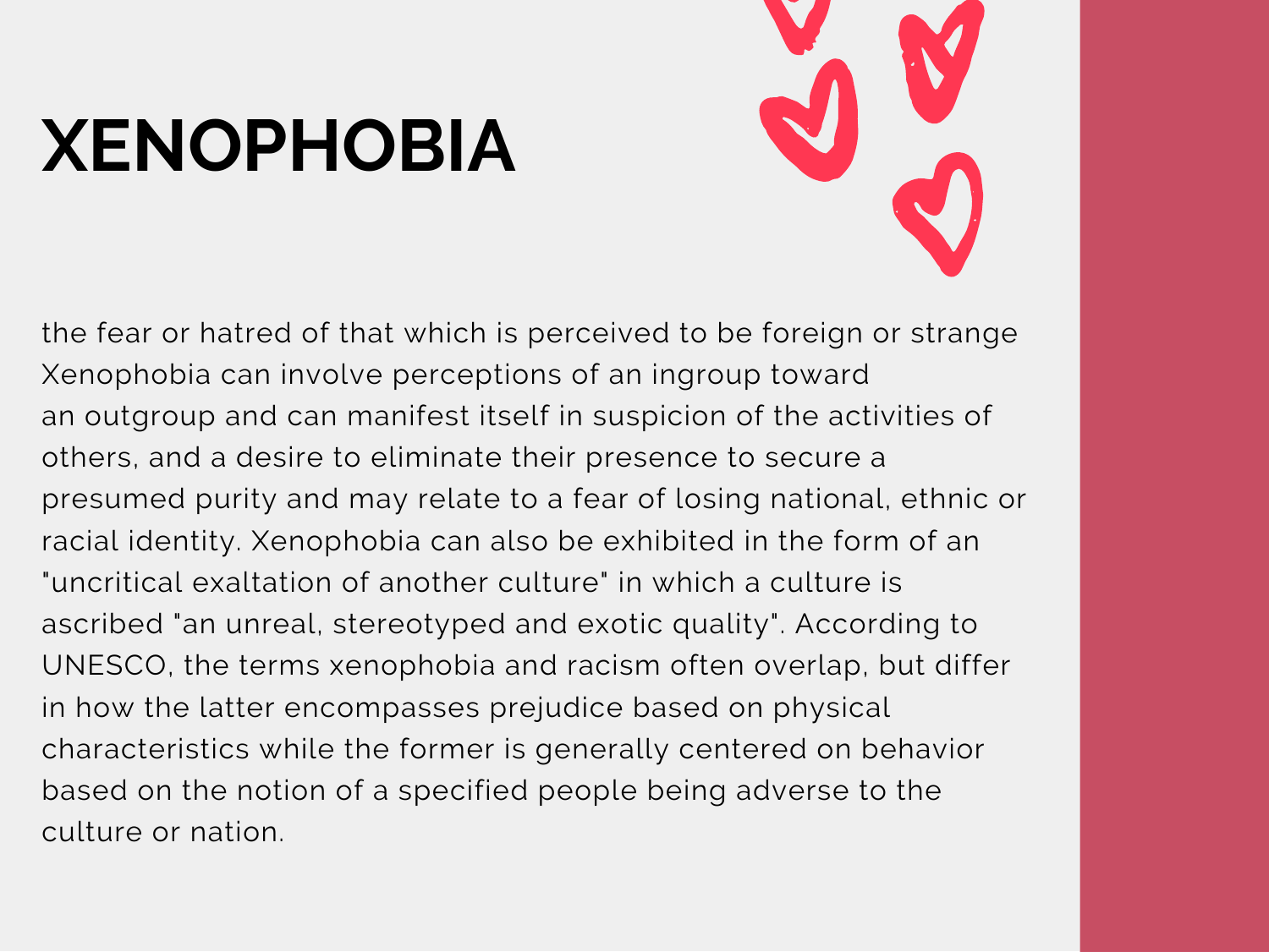# XENOPHOBIA

the fear or hatred of that which is perceived to be foreign or strange Xenophobia can involve perceptions of an ingroup toward an outgroup and can manifest itself in suspicion of the activities of others, and a desire to eliminate their presence to secure a presumed purity and may relate to a fear of losing national, ethnic or racial identity. Xenophobia can also be exhibited in the form of an "uncritical exaltation of another culture" in which a culture is ascribed "an unreal, stereotyped and exotic quality". According to UNESCO, the terms xenophobia and racism often overlap, but differ in how the latter encompasses prejudice based on physical characteristics while the former is generally centered on behavior based on the notion of a specified people being adverse to the culture or nation.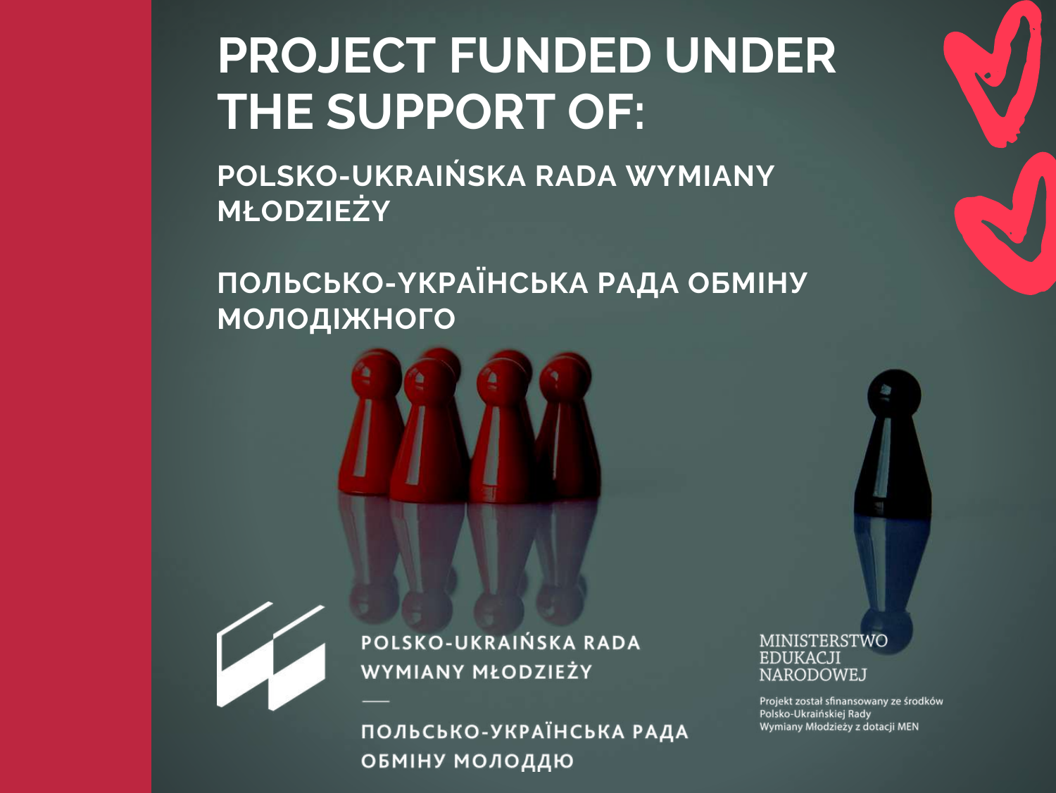# PROJECT FUNDED UNDER THE SUPPORT OF:

## POLSKO-UKRAIŃSKA RADA WYMIANY MŁODZIEŻY

## ПОЛЬСЬКО-УКРАЇНСЬКА РАДА ОБМІНУ МОЛОДІЖНОГО

POLSKO-UKRAIŃSKA RADA WYMIANY MŁODZIEŻY

ПОЛЬСЬКО-УКРАЇНСЬКА РАДА ОБМІНУ МОЛОДДЮ

MINISTERSTWO EDUKACJI NARODOWEJ

Projekt został sfinansowany ze środków Polsko-Ukraińskiej Rady Wymiany Młodzieży z dotacji MEN